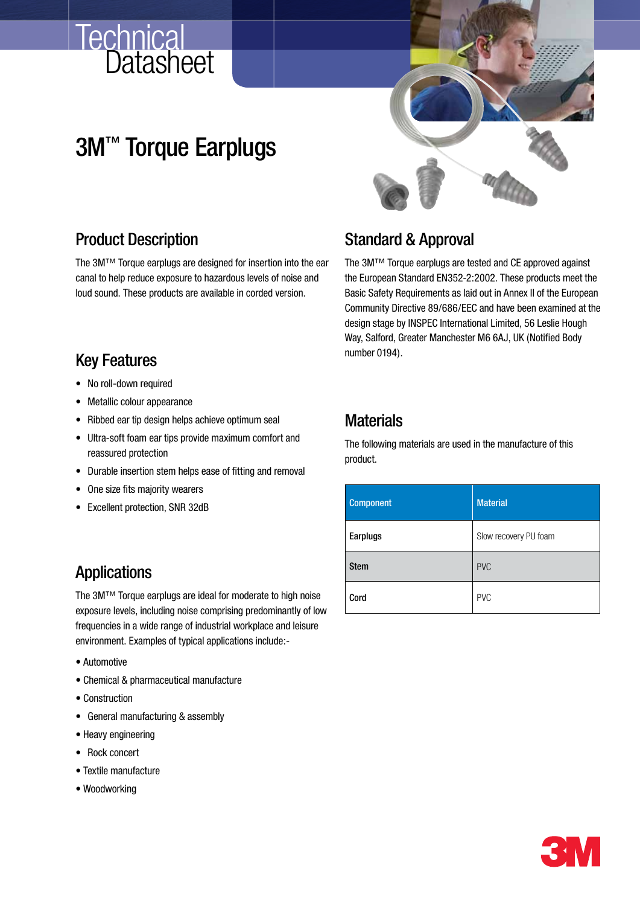# Technical Datasheet

# 3M™ Torque Earplugs

## Product Description

The 3M™ Torque earplugs are designed for insertion into the ear canal to help reduce exposure to hazardous levels of noise and loud sound. These products are available in corded version.

## Key Features

- No roll-down required
- Metallic colour appearance
- Ribbed ear tip design helps achieve optimum seal
- Ultra-soft foam ear tips provide maximum comfort and reassured protection
- Durable insertion stem helps ease of fitting and removal
- One size fits majority wearers
- Excellent protection, SNR 32dB

## Applications

The 3M™ Torque earplugs are ideal for moderate to high noise exposure levels, including noise comprising predominantly of low frequencies in a wide range of industrial workplace and leisure environment. Examples of typical applications include:-

- Automotive
- Chemical & pharmaceutical manufacture
- Construction
- General manufacturing & assembly
- Heavy engineering
- Rock concert
- Textile manufacture
- Woodworking

## Standard & Approval

The 3M™ Torque earplugs are tested and CE approved against the European Standard EN352-2:2002. These products meet the Basic Safety Requirements as laid out in Annex II of the European Community Directive 89/686/EEC and have been examined at the design stage by INSPEC International Limited, 56 Leslie Hough Way, Salford, Greater Manchester M6 6AJ, UK (Notified Body number 0194).

## Materials

The following materials are used in the manufacture of this product.

| Component | Material |
|---|---|
| **Earplugs** | Slow recovery PU foam |
| **Stem** | PVC |
| **Cord** | PVC |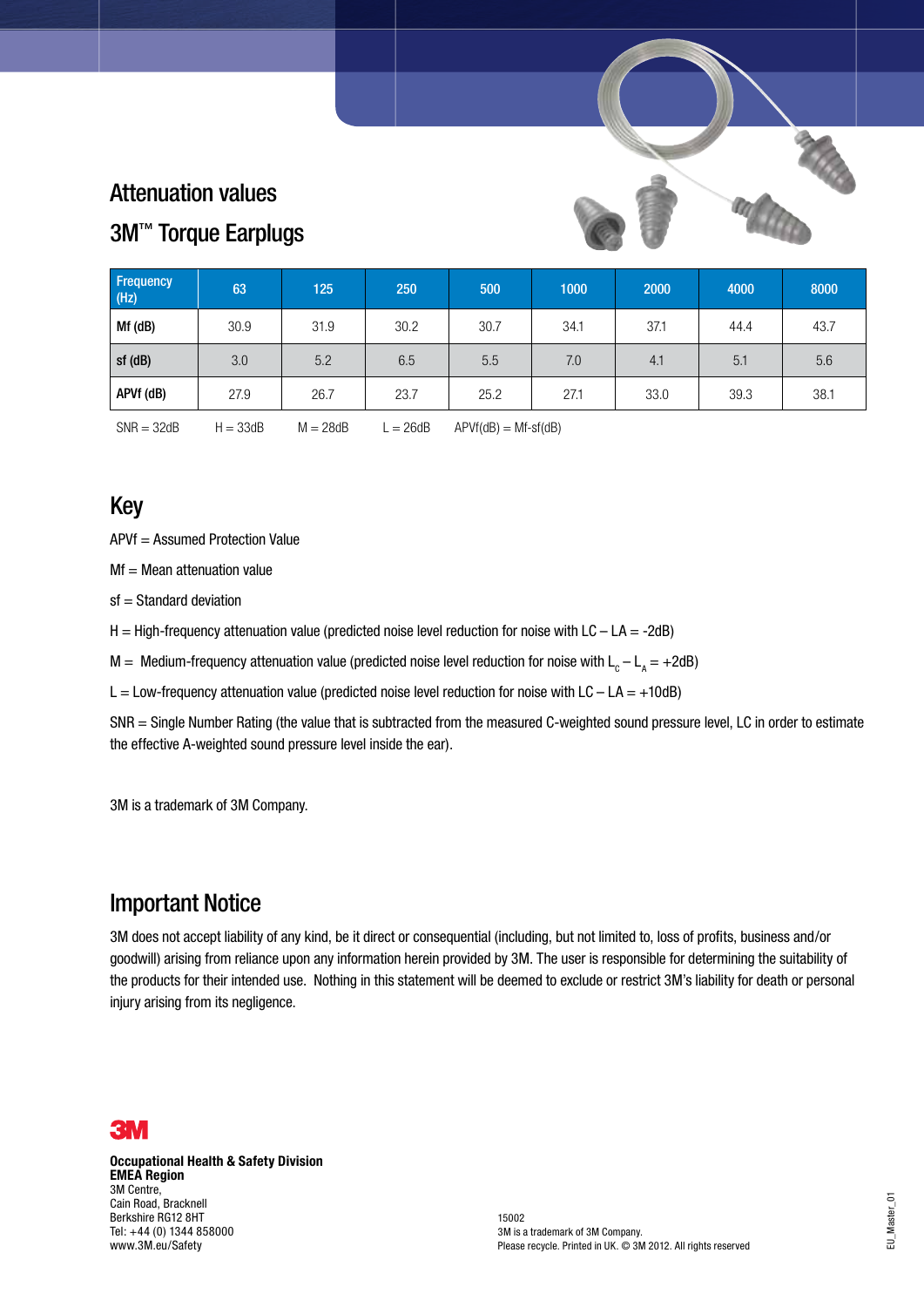## Attenuation values

## 3M™ Torque Earplugs

| Frequency (Hz) | 63 | 125 | 250 | 500 | 1000 | 2000 | 4000 | 8000 |
|---|---|---|---|---|---|---|---|---|
| **Mf (dB)** | 30.9 | 31.9 | 30.2 | 30.7 | 34.1 | 37.1 | 44.4 | 43.7 |
| **sf (dB)** | 3.0 | 5.2 | 6.5 | 5.5 | 7.0 | 4.1 | 5.1 | 5.6 |
| **APVf (dB)** | 27.9 | 26.7 | 23.7 | 25.2 | 27.1 | 33.0 | 39.3 | 38.1 |

SNR = 32dB  H = 33dB  M = 28dB  L = 26dB  APVf(dB) = Mf-sf(dB)

## Key

APVf = Assumed Protection Value

Mf = Mean attenuation value

sf = Standard deviation

H = High-frequency attenuation value (predicted noise level reduction for noise with LC – LA = -2dB)

M = Medium-frequency attenuation value (predicted noise level reduction for noise with $L_C - L_A$ = +2dB)

L = Low-frequency attenuation value (predicted noise level reduction for noise with LC – LA = +10dB)

SNR = Single Number Rating (the value that is subtracted from the measured C-weighted sound pressure level, LC in order to estimate the effective A-weighted sound pressure level inside the ear).

3M is a trademark of 3M Company.

## Important Notice

3M does not accept liability of any kind, be it direct or consequential (including, but not limited to, loss of profits, business and/or goodwill) arising from reliance upon any information herein provided by 3M. The user is responsible for determining the suitability of the products for their intended use. Nothing in this statement will be deemed to exclude or restrict 3M's liability for death or personal injury arising from its negligence.

3M

**Occupational Health & Safety Division**
**EMEA Region**
3M Centre,
Cain Road, Bracknell
Berkshire RG12 8HT
Tel: +44 (0) 1344 858000
www.3M.eu/Safety

15002
3M is a trademark of 3M Company.
Please recycle. Printed in UK. © 3M 2012. All rights reserved

EU_Master_01